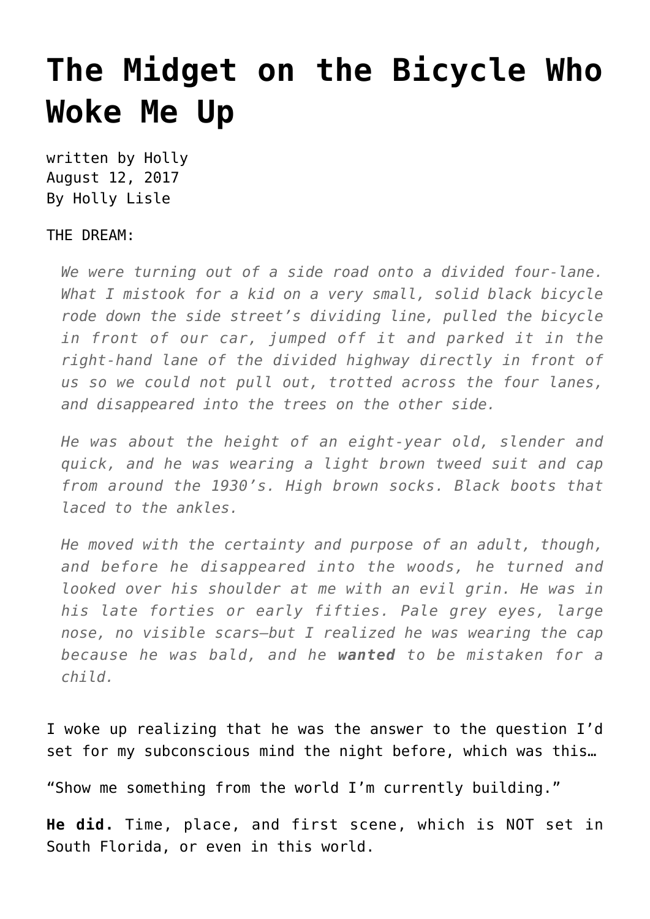# The Midget on the Bicycle Who Woke Me Up

written by Holly
August 12, 2017
By Holly Lisle

THE DREAM:

> *We were turning out of a side road onto a divided four-lane. What I mistook for a kid on a very small, solid black bicycle rode down the side street's dividing line, pulled the bicycle in front of our car, jumped off it and parked it in the right-hand lane of the divided highway directly in front of us so we could not pull out, trotted across the four lanes, and disappeared into the trees on the other side.*
>
> *He was about the height of an eight-year old, slender and quick, and he was wearing a light brown tweed suit and cap from around the 1930's. High brown socks. Black boots that laced to the ankles.*
>
> *He moved with the certainty and purpose of an adult, though, and before he disappeared into the woods, he turned and looked over his shoulder at me with an evil grin. He was in his late forties or early fifties. Pale grey eyes, large nose, no visible scars—but I realized he was wearing the cap because he was bald, and he* ***wanted*** *to be mistaken for a child.*

I woke up realizing that he was the answer to the question I'd set for my subconscious mind the night before, which was this…

"Show me something from the world I'm currently building."

**He did.** Time, place, and first scene, which is NOT set in South Florida, or even in this world.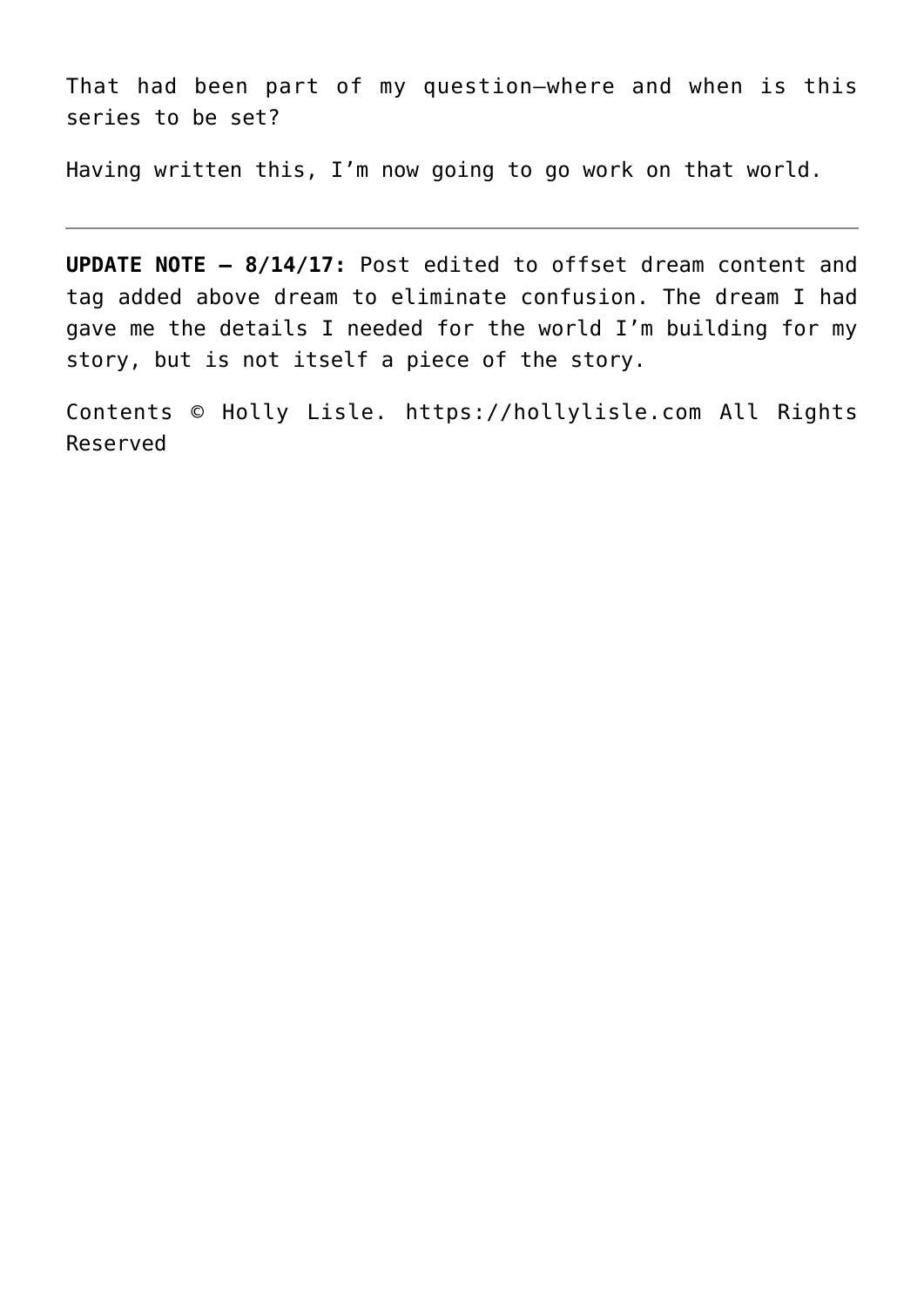That had been part of my question—where and when is this series to be set?

Having written this, I'm now going to go work on that world.

---

**UPDATE NOTE — 8/14/17:** Post edited to offset dream content and tag added above dream to eliminate confusion. The dream I had gave me the details I needed for the world I'm building for my story, but is not itself a piece of the story.

Contents © Holly Lisle. https://hollylisle.com All Rights Reserved